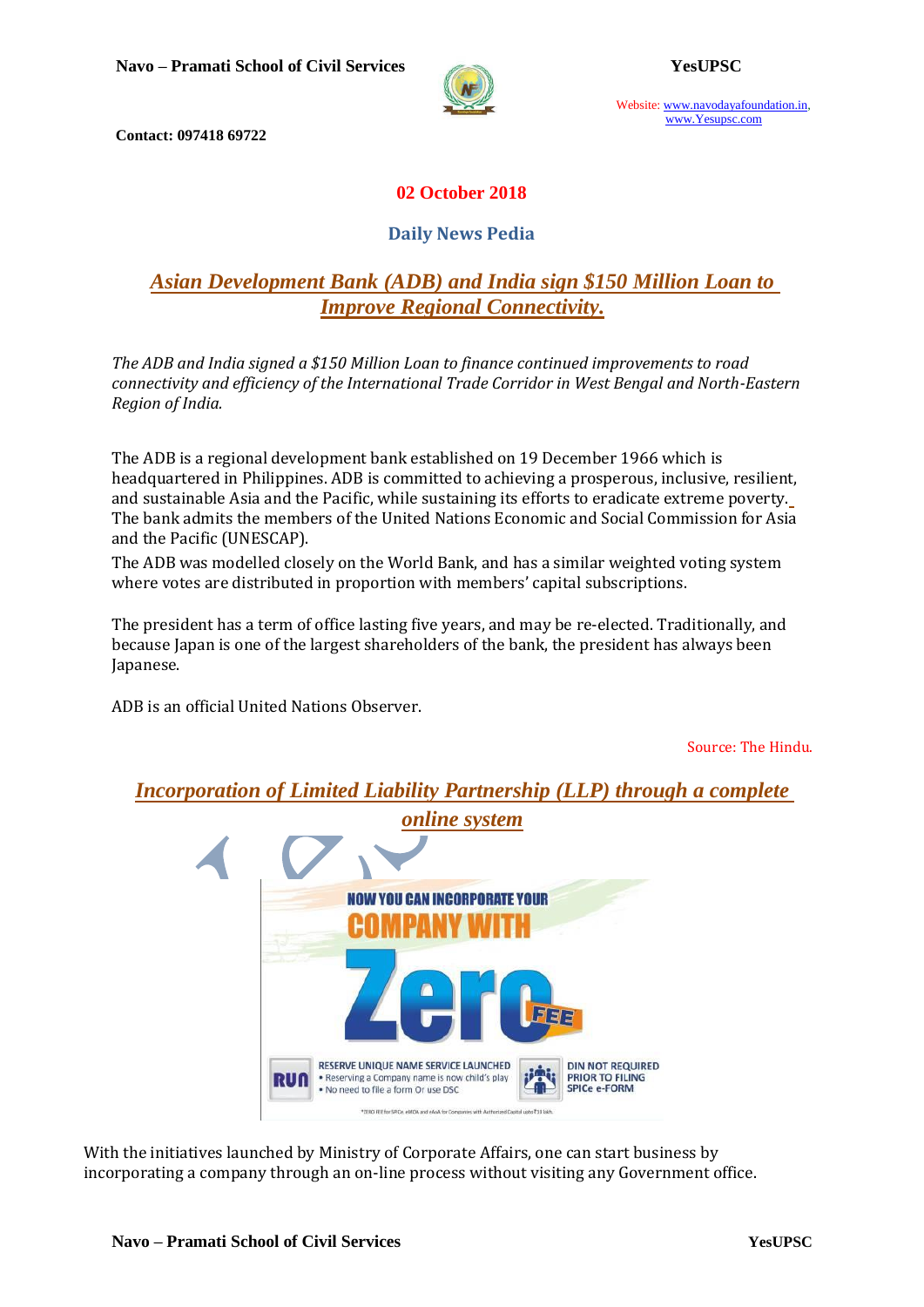**02 October 2018**

**Daily News Pedia**

## *Asian Development Bank (ADB) and India sign $150 Million Loan to Improve Regional Connectivity.*

*The ADB and India signed a $150 Million Loan to finance continued improvements to road connectivity and efficiency of the International Trade Corridor in West Bengal and North-Eastern Region of India.*

The ADB is a regional development bank established on 19 December 1966 which is headquartered in Philippines. ADB is committed to achieving a prosperous, inclusive, resilient, and sustainable Asia and the Pacific, while sustaining its efforts to eradicate extreme poverty. The bank admits the members of the United Nations Economic and Social Commission for Asia and the Pacific (UNESCAP).

The ADB was modelled closely on the World Bank, and has a similar weighted voting system where votes are distributed in proportion with members' capital subscriptions.

The president has a term of office lasting five years, and may be re-elected. Traditionally, and because Japan is one of the largest shareholders of the bank, the president has always been Japanese.

ADB is an official United Nations Observer.

Source: The Hindu.

## *Incorporation of Limited Liability Partnership (LLP) through a complete online system*

With the initiatives launched by Ministry of Corporate Affairs, one can start business by incorporating a company through an on-line process without visiting any Government office.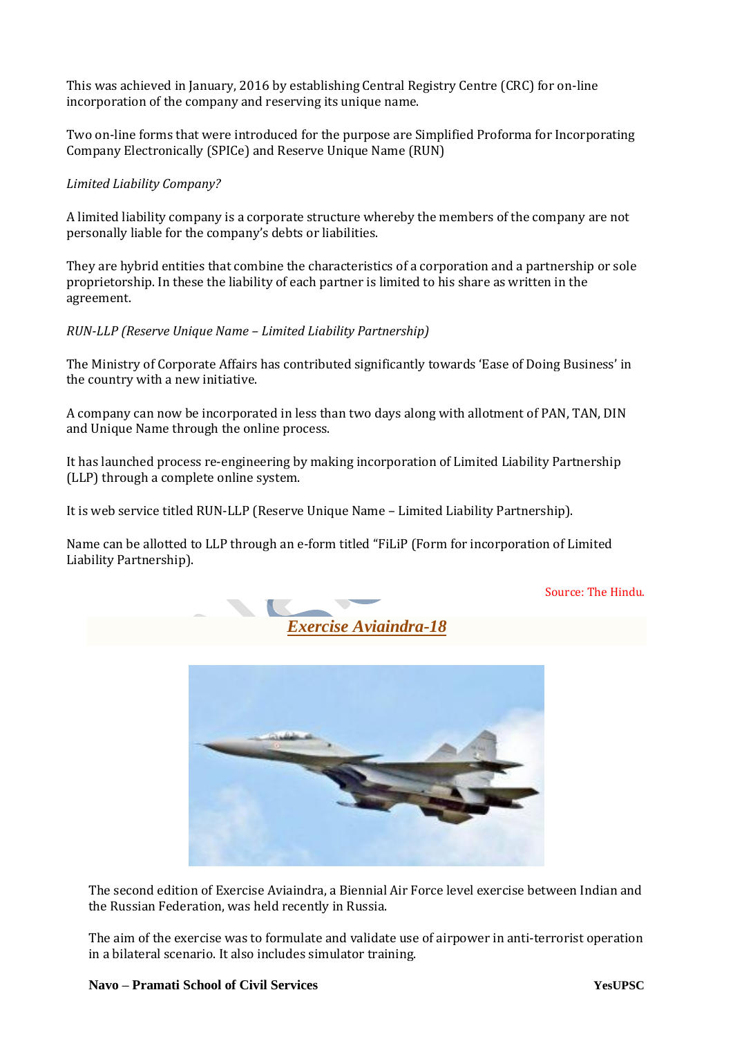This was achieved in January, 2016 by establishing Central Registry Centre (CRC) for on-line incorporation of the company and reserving its unique name.

Two on-line forms that were introduced for the purpose are Simplified Proforma for Incorporating Company Electronically (SPICe) and Reserve Unique Name (RUN)

*Limited Liability Company?*

A limited liability company is a corporate structure whereby the members of the company are not personally liable for the company's debts or liabilities.

They are hybrid entities that combine the characteristics of a corporation and a partnership or sole proprietorship. In these the liability of each partner is limited to his share as written in the agreement.

*RUN-LLP (Reserve Unique Name – Limited Liability Partnership)*

The Ministry of Corporate Affairs has contributed significantly towards 'Ease of Doing Business' in the country with a new initiative.

A company can now be incorporated in less than two days along with allotment of PAN, TAN, DIN and Unique Name through the online process.

It has launched process re-engineering by making incorporation of Limited Liability Partnership (LLP) through a complete online system.

It is web service titled RUN-LLP (Reserve Unique Name – Limited Liability Partnership).

Name can be allotted to LLP through an e-form titled "FiLiP (Form for incorporation of Limited Liability Partnership).

Source: The Hindu.

## *Exercise Aviaindra-18*

The second edition of Exercise Aviaindra, a Biennial Air Force level exercise between Indian and the Russian Federation, was held recently in Russia.

The aim of the exercise was to formulate and validate use of airpower in anti-terrorist operation in a bilateral scenario. It also includes simulator training.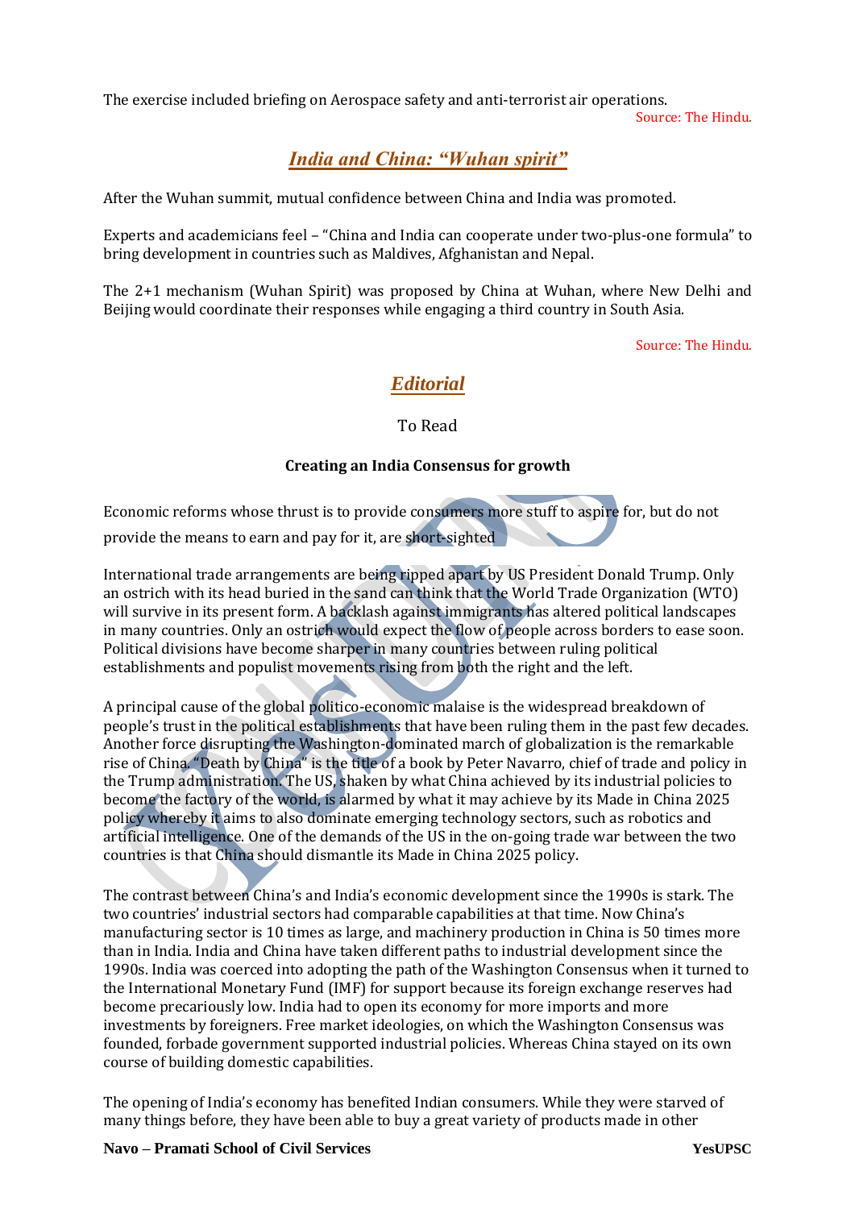The exercise included briefing on Aerospace safety and anti-terrorist air operations.

Source: The Hindu.

## *India and China: "Wuhan spirit"*

After the Wuhan summit, mutual confidence between China and India was promoted.

Experts and academicians feel – "China and India can cooperate under two-plus-one formula" to bring development in countries such as Maldives, Afghanistan and Nepal.

The 2+1 mechanism (Wuhan Spirit) was proposed by China at Wuhan, where New Delhi and Beijing would coordinate their responses while engaging a third country in South Asia.

Source: The Hindu.

## *Editorial*

To Read

### Creating an India Consensus for growth

Economic reforms whose thrust is to provide consumers more stuff to aspire for, but do not provide the means to earn and pay for it, are short-sighted

International trade arrangements are being ripped apart by US President Donald Trump. Only an ostrich with its head buried in the sand can think that the World Trade Organization (WTO) will survive in its present form. A backlash against immigrants has altered political landscapes in many countries. Only an ostrich would expect the flow of people across borders to ease soon. Political divisions have become sharper in many countries between ruling political establishments and populist movements rising from both the right and the left.

A principal cause of the global politico-economic malaise is the widespread breakdown of people's trust in the political establishments that have been ruling them in the past few decades. Another force disrupting the Washington-dominated march of globalization is the remarkable rise of China. "Death by China" is the title of a book by Peter Navarro, chief of trade and policy in the Trump administration. The US, shaken by what China achieved by its industrial policies to become the factory of the world, is alarmed by what it may achieve by its Made in China 2025 policy whereby it aims to also dominate emerging technology sectors, such as robotics and artificial intelligence. One of the demands of the US in the on-going trade war between the two countries is that China should dismantle its Made in China 2025 policy.

The contrast between China's and India's economic development since the 1990s is stark. The two countries' industrial sectors had comparable capabilities at that time. Now China's manufacturing sector is 10 times as large, and machinery production in China is 50 times more than in India. India and China have taken different paths to industrial development since the 1990s. India was coerced into adopting the path of the Washington Consensus when it turned to the International Monetary Fund (IMF) for support because its foreign exchange reserves had become precariously low. India had to open its economy for more imports and more investments by foreigners. Free market ideologies, on which the Washington Consensus was founded, forbade government supported industrial policies. Whereas China stayed on its own course of building domestic capabilities.

The opening of India's economy has benefited Indian consumers. While they were starved of many things before, they have been able to buy a great variety of products made in other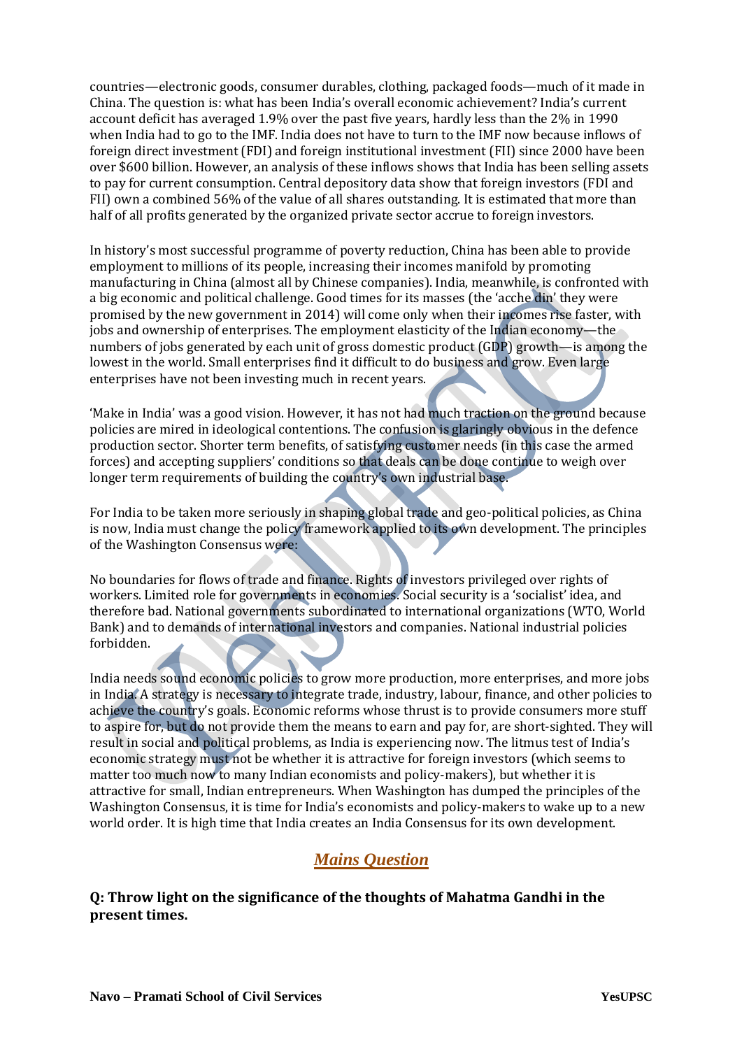countries—electronic goods, consumer durables, clothing, packaged foods—much of it made in China. The question is: what has been India's overall economic achievement? India's current account deficit has averaged 1.9% over the past five years, hardly less than the 2% in 1990 when India had to go to the IMF. India does not have to turn to the IMF now because inflows of foreign direct investment (FDI) and foreign institutional investment (FII) since 2000 have been over $600 billion. However, an analysis of these inflows shows that India has been selling assets to pay for current consumption. Central depository data show that foreign investors (FDI and FII) own a combined 56% of the value of all shares outstanding. It is estimated that more than half of all profits generated by the organized private sector accrue to foreign investors.

In history's most successful programme of poverty reduction, China has been able to provide employment to millions of its people, increasing their incomes manifold by promoting manufacturing in China (almost all by Chinese companies). India, meanwhile, is confronted with a big economic and political challenge. Good times for its masses (the 'acche din' they were promised by the new government in 2014) will come only when their incomes rise faster, with jobs and ownership of enterprises. The employment elasticity of the Indian economy—the numbers of jobs generated by each unit of gross domestic product (GDP) growth—is among the lowest in the world. Small enterprises find it difficult to do business and grow. Even large enterprises have not been investing much in recent years.

'Make in India' was a good vision. However, it has not had much traction on the ground because policies are mired in ideological contentions. The confusion is glaringly obvious in the defence production sector. Shorter term benefits, of satisfying customer needs (in this case the armed forces) and accepting suppliers' conditions so that deals can be done continue to weigh over longer term requirements of building the country's own industrial base.

For India to be taken more seriously in shaping global trade and geo-political policies, as China is now, India must change the policy framework applied to its own development. The principles of the Washington Consensus were:

No boundaries for flows of trade and finance. Rights of investors privileged over rights of workers. Limited role for governments in economies. Social security is a 'socialist' idea, and therefore bad. National governments subordinated to international organizations (WTO, World Bank) and to demands of international investors and companies. National industrial policies forbidden.

India needs sound economic policies to grow more production, more enterprises, and more jobs in India. A strategy is necessary to integrate trade, industry, labour, finance, and other policies to achieve the country's goals. Economic reforms whose thrust is to provide consumers more stuff to aspire for, but do not provide them the means to earn and pay for, are short-sighted. They will result in social and political problems, as India is experiencing now. The litmus test of India's economic strategy must not be whether it is attractive for foreign investors (which seems to matter too much now to many Indian economists and policy-makers), but whether it is attractive for small, Indian entrepreneurs. When Washington has dumped the principles of the Washington Consensus, it is time for India's economists and policy-makers to wake up to a new world order. It is high time that India creates an India Consensus for its own development.

## *Mains Question*

**Q: Throw light on the significance of the thoughts of Mahatma Gandhi in the present times.**